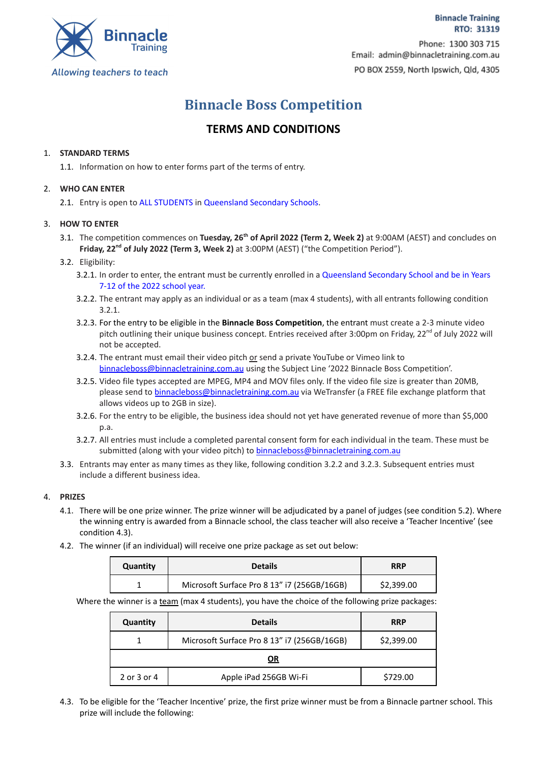Binnacle Training
Training

*Allowing teachers to teach*

**Binnacle Training**
**RTO: 31319**
Phone: 1300 303 715
Email: admin@binnacletraining.com.au
PO BOX 2559, North Ipswich, Qld, 4305

# Binnacle Boss Competition

## TERMS AND CONDITIONS

1. **STANDARD TERMS**
   1.1. Information on how to enter forms part of the terms of entry.

2. **WHO CAN ENTER**
   2.1. Entry is open to ALL STUDENTS in Queensland Secondary Schools.

3. **HOW TO ENTER**
   3.1. The competition commences on **Tuesday, 26th of April 2022 (Term 2, Week 2)** at 9:00AM (AEST) and concludes on **Friday, 22nd of July 2022 (Term 3, Week 2)** at 3:00PM (AEST) ("the Competition Period").
   3.2. Eligibility:
   3.2.1. In order to enter, the entrant must be currently enrolled in a Queensland Secondary School and be in Years 7-12 of the 2022 school year.
   3.2.2. The entrant may apply as an individual or as a team (max 4 students), with all entrants following condition 3.2.1.
   3.2.3. For the entry to be eligible in the **Binnacle Boss Competition**, the entrant must create a 2-3 minute video pitch outlining their unique business concept. Entries received after 3:00pm on Friday, 22nd of July 2022 will not be accepted.
   3.2.4. The entrant must email their video pitch or send a private YouTube or Vimeo link to binnacleboss@binnacletraining.com.au using the Subject Line '2022 Binnacle Boss Competition'.
   3.2.5. Video file types accepted are MPEG, MP4 and MOV files only. If the video file size is greater than 20MB, please send to binnacleboss@binnacletraining.com.au via WeTransfer (a FREE file exchange platform that allows videos up to 2GB in size).
   3.2.6. For the entry to be eligible, the business idea should not yet have generated revenue of more than $5,000 p.a.
   3.2.7. All entries must include a completed parental consent form for each individual in the team. These must be submitted (along with your video pitch) to binnacleboss@binnacletraining.com.au
   3.3. Entrants may enter as many times as they like, following condition 3.2.2 and 3.2.3. Subsequent entries must include a different business idea.

4. **PRIZES**
   4.1. There will be one prize winner. The prize winner will be adjudicated by a panel of judges (see condition 5.2). Where the winning entry is awarded from a Binnacle school, the class teacher will also receive a 'Teacher Incentive' (see condition 4.3).
   4.2. The winner (if an individual) will receive one prize package as set out below:

| Quantity | Details | RRP |
|---|---|---|
| 1 | Microsoft Surface Pro 8 13" i7 (256GB/16GB) | $2,399.00 |

Where the winner is a team (max 4 students), you have the choice of the following prize packages:

| Quantity | Details | RRP |
|---|---|---|
| 1 | Microsoft Surface Pro 8 13" i7 (256GB/16GB) | $2,399.00 |
| | **OR** | |
| 2 or 3 or 4 | Apple iPad 256GB Wi-Fi | $729.00 |

   4.3. To be eligible for the 'Teacher Incentive' prize, the first prize winner must be from a Binnacle partner school. This prize will include the following: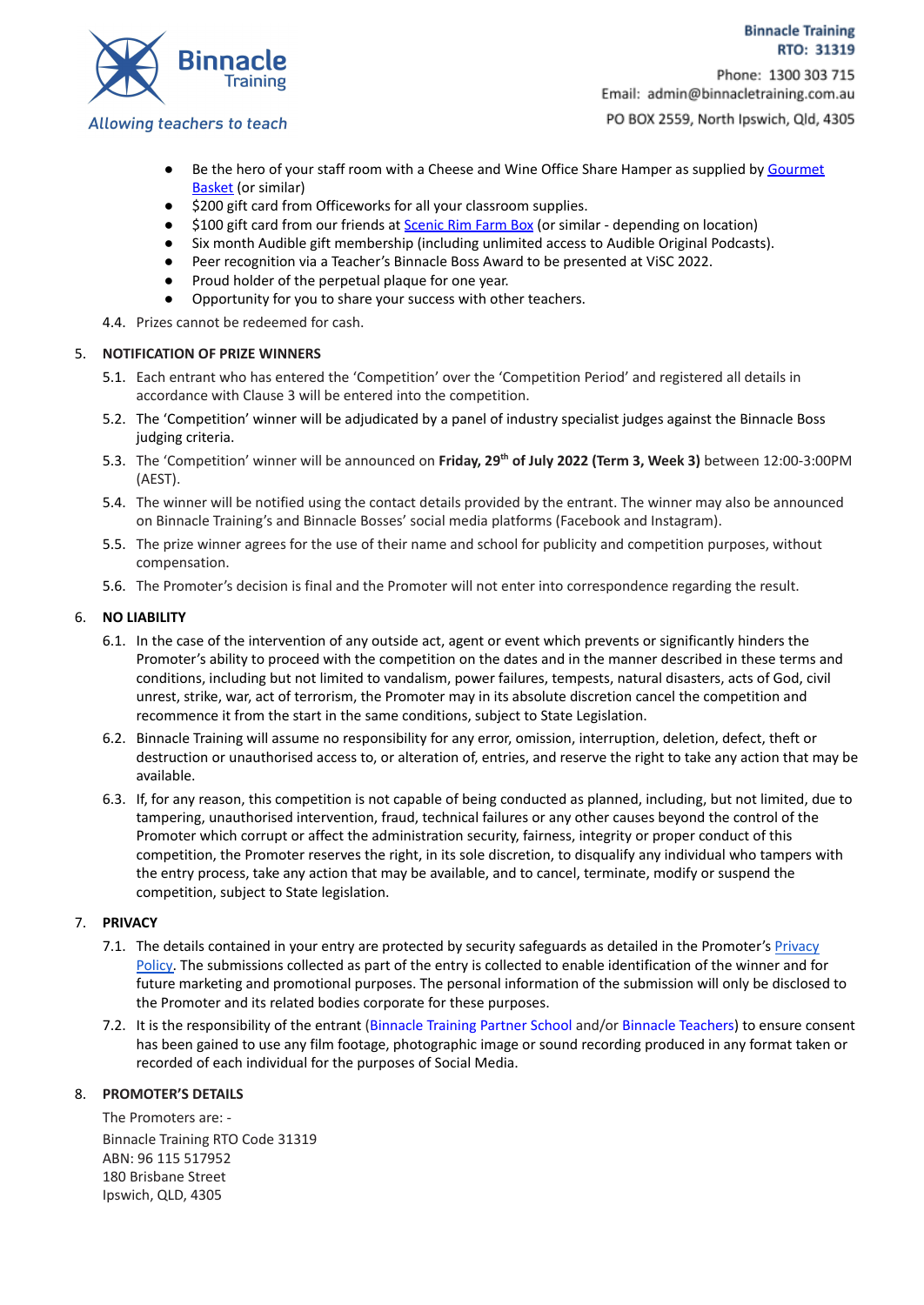- Be the hero of your staff room with a Cheese and Wine Office Share Hamper as supplied by Gourmet Basket (or similar)
- $200 gift card from Officeworks for all your classroom supplies.
- $100 gift card from our friends at Scenic Rim Farm Box (or similar - depending on location)
- Six month Audible gift membership (including unlimited access to Audible Original Podcasts).
- Peer recognition via a Teacher's Binnacle Boss Award to be presented at ViSC 2022.
- Proud holder of the perpetual plaque for one year.
- Opportunity for you to share your success with other teachers.

4.4. Prizes cannot be redeemed for cash.

## 5. NOTIFICATION OF PRIZE WINNERS

5.1. Each entrant who has entered the 'Competition' over the 'Competition Period' and registered all details in accordance with Clause 3 will be entered into the competition.

5.2. The 'Competition' winner will be adjudicated by a panel of industry specialist judges against the Binnacle Boss judging criteria.

5.3. The 'Competition' winner will be announced on **Friday, 29th of July 2022 (Term 3, Week 3)** between 12:00-3:00PM (AEST).

5.4. The winner will be notified using the contact details provided by the entrant. The winner may also be announced on Binnacle Training's and Binnacle Bosses' social media platforms (Facebook and Instagram).

5.5. The prize winner agrees for the use of their name and school for publicity and competition purposes, without compensation.

5.6. The Promoter's decision is final and the Promoter will not enter into correspondence regarding the result.

## 6. NO LIABILITY

6.1. In the case of the intervention of any outside act, agent or event which prevents or significantly hinders the Promoter's ability to proceed with the competition on the dates and in the manner described in these terms and conditions, including but not limited to vandalism, power failures, tempests, natural disasters, acts of God, civil unrest, strike, war, act of terrorism, the Promoter may in its absolute discretion cancel the competition and recommence it from the start in the same conditions, subject to State Legislation.

6.2. Binnacle Training will assume no responsibility for any error, omission, interruption, deletion, defect, theft or destruction or unauthorised access to, or alteration of, entries, and reserve the right to take any action that may be available.

6.3. If, for any reason, this competition is not capable of being conducted as planned, including, but not limited, due to tampering, unauthorised intervention, fraud, technical failures or any other causes beyond the control of the Promoter which corrupt or affect the administration security, fairness, integrity or proper conduct of this competition, the Promoter reserves the right, in its sole discretion, to disqualify any individual who tampers with the entry process, take any action that may be available, and to cancel, terminate, modify or suspend the competition, subject to State legislation.

## 7. PRIVACY

7.1. The details contained in your entry are protected by security safeguards as detailed in the Promoter's Privacy Policy. The submissions collected as part of the entry is collected to enable identification of the winner and for future marketing and promotional purposes. The personal information of the submission will only be disclosed to the Promoter and its related bodies corporate for these purposes.

7.2. It is the responsibility of the entrant (Binnacle Training Partner School and/or Binnacle Teachers) to ensure consent has been gained to use any film footage, photographic image or sound recording produced in any format taken or recorded of each individual for the purposes of Social Media.

## 8. PROMOTER'S DETAILS

The Promoters are: -
Binnacle Training RTO Code 31319
ABN: 96 115 517952
180 Brisbane Street
Ipswich, QLD, 4305